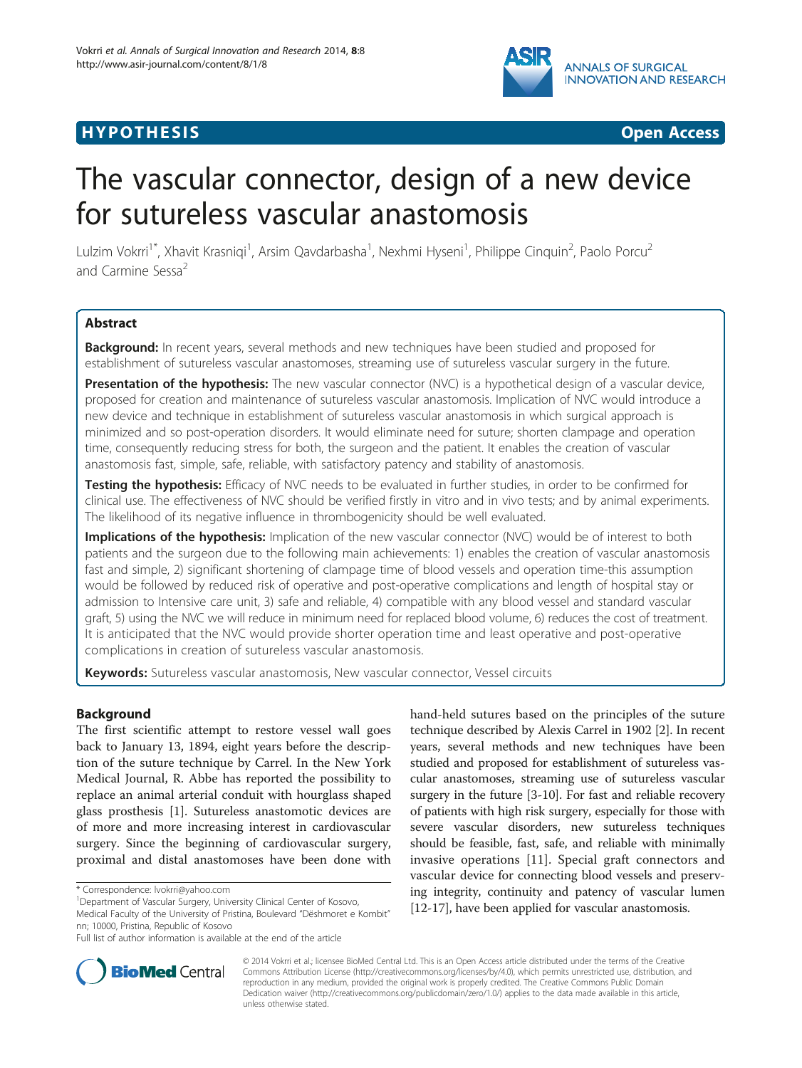**HYPOTHESIS** **Open Access**

# The vascular connector, design of a new device for sutureless vascular anastomosis

Lulzim Vokrri[1*], Xhavit Krasniqi[1], Arsim Qavdarbasha[1], Nexhmi Hyseni[1], Philippe Cinquin[2], Paolo Porcu[2] and Carmine Sessa[2]

## Abstract

**Background:** In recent years, several methods and new techniques have been studied and proposed for establishment of sutureless vascular anastomoses, streaming use of sutureless vascular surgery in the future.

**Presentation of the hypothesis:** The new vascular connector (NVC) is a hypothetical design of a vascular device, proposed for creation and maintenance of sutureless vascular anastomosis. Implication of NVC would introduce a new device and technique in establishment of sutureless vascular anastomosis in which surgical approach is minimized and so post-operation disorders. It would eliminate need for suture; shorten clampage and operation time, consequently reducing stress for both, the surgeon and the patient. It enables the creation of vascular anastomosis fast, simple, safe, reliable, with satisfactory patency and stability of anastomosis.

**Testing the hypothesis:** Efficacy of NVC needs to be evaluated in further studies, in order to be confirmed for clinical use. The effectiveness of NVC should be verified firstly in vitro and in vivo tests; and by animal experiments. The likelihood of its negative influence in thrombogenicity should be well evaluated.

**Implications of the hypothesis:** Implication of the new vascular connector (NVC) would be of interest to both patients and the surgeon due to the following main achievements: 1) enables the creation of vascular anastomosis fast and simple, 2) significant shortening of clampage time of blood vessels and operation time-this assumption would be followed by reduced risk of operative and post-operative complications and length of hospital stay or admission to Intensive care unit, 3) safe and reliable, 4) compatible with any blood vessel and standard vascular graft, 5) using the NVC we will reduce in minimum need for replaced blood volume, 6) reduces the cost of treatment. It is anticipated that the NVC would provide shorter operation time and least operative and post-operative complications in creation of sutureless vascular anastomosis.

**Keywords:** Sutureless vascular anastomosis, New vascular connector, Vessel circuits

## Background

The first scientific attempt to restore vessel wall goes back to January 13, 1894, eight years before the description of the suture technique by Carrel. In the New York Medical Journal, R. Abbe has reported the possibility to replace an animal arterial conduit with hourglass shaped glass prosthesis [1]. Sutureless anastomotic devices are of more and more increasing interest in cardiovascular surgery. Since the beginning of cardiovascular surgery, proximal and distal anastomoses have been done with hand-held sutures based on the principles of the suture technique described by Alexis Carrel in 1902 [2]. In recent years, several methods and new techniques have been studied and proposed for establishment of sutureless vascular anastomoses, streaming use of sutureless vascular surgery in the future [3-10]. For fast and reliable recovery of patients with high risk surgery, especially for those with severe vascular disorders, new sutureless techniques should be feasible, fast, safe, and reliable with minimally invasive operations [11]. Special graft connectors and vascular device for connecting blood vessels and preserving integrity, continuity and patency of vascular lumen [12-17], have been applied for vascular anastomosis.

* Correspondence: lvokrri@yahoo.com
[1]Department of Vascular Surgery, University Clinical Center of Kosovo, Medical Faculty of the University of Pristina, Boulevard "Dëshmoret e Kombit" nn; 10000, Pristina, Republic of Kosovo
Full list of author information is available at the end of the article

© 2014 Vokrri et al.; licensee BioMed Central Ltd. This is an Open Access article distributed under the terms of the Creative Commons Attribution License (http://creativecommons.org/licenses/by/4.0), which permits unrestricted use, distribution, and reproduction in any medium, provided the original work is properly credited. The Creative Commons Public Domain Dedication waiver (http://creativecommons.org/publicdomain/zero/1.0/) applies to the data made available in this article, unless otherwise stated.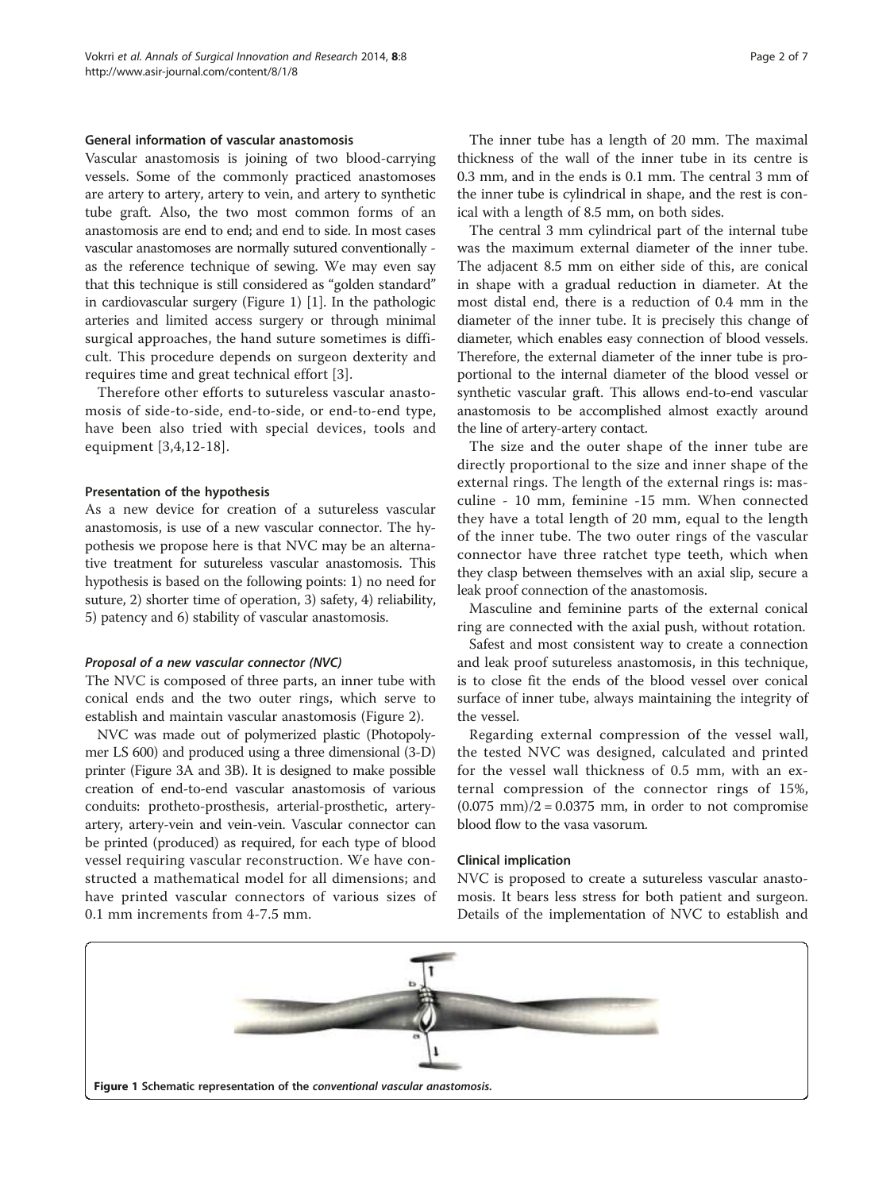### General information of vascular anastomosis

Vascular anastomosis is joining of two blood-carrying vessels. Some of the commonly practiced anastomoses are artery to artery, artery to vein, and artery to synthetic tube graft. Also, the two most common forms of an anastomosis are end to end; and end to side. In most cases vascular anastomoses are normally sutured conventionally - as the reference technique of sewing. We may even say that this technique is still considered as "golden standard" in cardiovascular surgery (Figure 1) [1]. In the pathologic arteries and limited access surgery or through minimal surgical approaches, the hand suture sometimes is difficult. This procedure depends on surgeon dexterity and requires time and great technical effort [3].

Therefore other efforts to sutureless vascular anastomosis of side-to-side, end-to-side, or end-to-end type, have been also tried with special devices, tools and equipment [3,4,12-18].

### Presentation of the hypothesis

As a new device for creation of a sutureless vascular anastomosis, is use of a new vascular connector. The hypothesis we propose here is that NVC may be an alternative treatment for sutureless vascular anastomosis. This hypothesis is based on the following points: 1) no need for suture, 2) shorter time of operation, 3) safety, 4) reliability, 5) patency and 6) stability of vascular anastomosis.

#### *Proposal of a new vascular connector (NVC)*

The NVC is composed of three parts, an inner tube with conical ends and the two outer rings, which serve to establish and maintain vascular anastomosis (Figure 2).

NVC was made out of polymerized plastic (Photopolymer LS 600) and produced using a three dimensional (3-D) printer (Figure 3A and 3B). It is designed to make possible creation of end-to-end vascular anastomosis of various conduits: protheto-prosthesis, arterial-prosthetic, artery-artery, artery-vein and vein-vein. Vascular connector can be printed (produced) as required, for each type of blood vessel requiring vascular reconstruction. We have constructed a mathematical model for all dimensions; and have printed vascular connectors of various sizes of 0.1 mm increments from 4-7.5 mm.

The inner tube has a length of 20 mm. The maximal thickness of the wall of the inner tube in its centre is 0.3 mm, and in the ends is 0.1 mm. The central 3 mm of the inner tube is cylindrical in shape, and the rest is conical with a length of 8.5 mm, on both sides.

The central 3 mm cylindrical part of the internal tube was the maximum external diameter of the inner tube. The adjacent 8.5 mm on either side of this, are conical in shape with a gradual reduction in diameter. At the most distal end, there is a reduction of 0.4 mm in the diameter of the inner tube. It is precisely this change of diameter, which enables easy connection of blood vessels. Therefore, the external diameter of the inner tube is proportional to the internal diameter of the blood vessel or synthetic vascular graft. This allows end-to-end vascular anastomosis to be accomplished almost exactly around the line of artery-artery contact.

The size and the outer shape of the inner tube are directly proportional to the size and inner shape of the external rings. The length of the external rings is: masculine - 10 mm, feminine -15 mm. When connected they have a total length of 20 mm, equal to the length of the inner tube. The two outer rings of the vascular connector have three ratchet type teeth, which when they clasp between themselves with an axial slip, secure a leak proof connection of the anastomosis.

Masculine and feminine parts of the external conical ring are connected with the axial push, without rotation.

Safest and most consistent way to create a connection and leak proof sutureless anastomosis, in this technique, is to close fit the ends of the blood vessel over conical surface of inner tube, always maintaining the integrity of the vessel.

Regarding external compression of the vessel wall, the tested NVC was designed, calculated and printed for the vessel wall thickness of 0.5 mm, with an external compression of the connector rings of 15%, $(0.075 \text{ mm})/2 = 0.0375$ mm, in order to not compromise blood flow to the vasa vasorum.

### Clinical implication

NVC is proposed to create a sutureless vascular anastomosis. It bears less stress for both patient and surgeon. Details of the implementation of NVC to establish and

**Figure 1** Schematic representation of the *conventional vascular anastomosis.*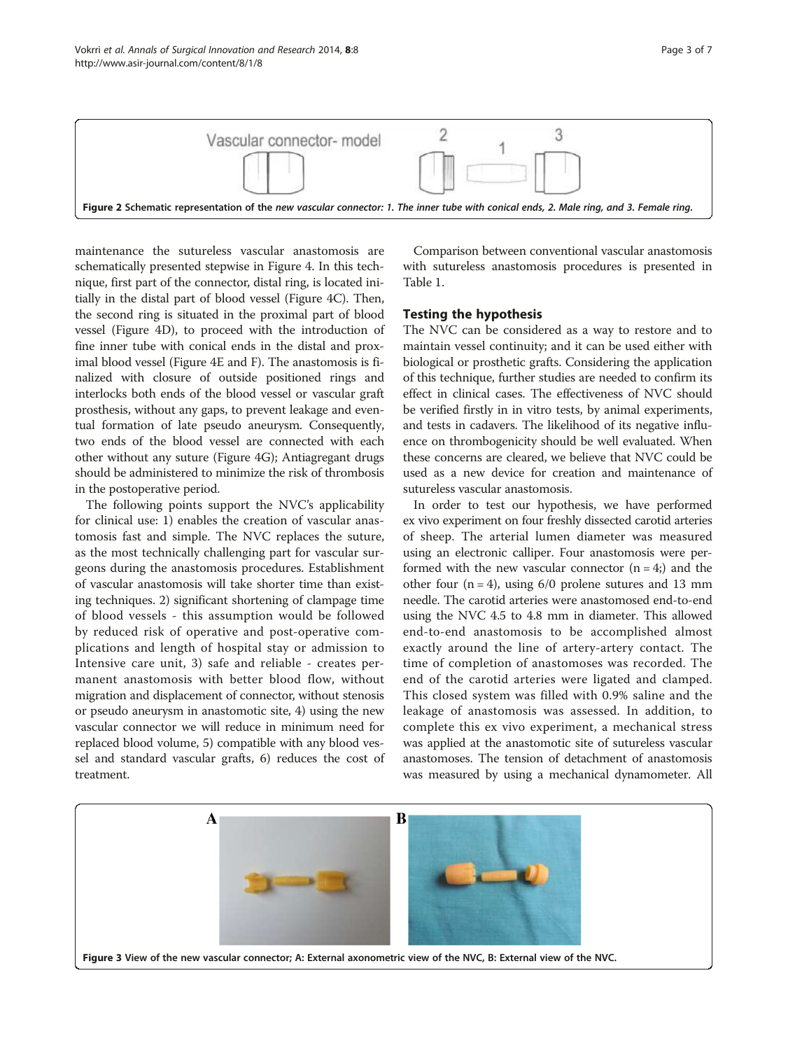Figure 2 Schematic representation of the *new vascular connector: 1. The inner tube with conical ends, 2. Male ring, and 3. Female ring.*

maintenance the sutureless vascular anastomosis are schematically presented stepwise in Figure 4. In this technique, first part of the connector, distal ring, is located initially in the distal part of blood vessel (Figure 4C). Then, the second ring is situated in the proximal part of blood vessel (Figure 4D), to proceed with the introduction of fine inner tube with conical ends in the distal and proximal blood vessel (Figure 4E and F). The anastomosis is finalized with closure of outside positioned rings and interlocks both ends of the blood vessel or vascular graft prosthesis, without any gaps, to prevent leakage and eventual formation of late pseudo aneurysm. Consequently, two ends of the blood vessel are connected with each other without any suture (Figure 4G); Antiagregant drugs should be administered to minimize the risk of thrombosis in the postoperative period.

The following points support the NVC's applicability for clinical use: 1) enables the creation of vascular anastomosis fast and simple. The NVC replaces the suture, as the most technically challenging part for vascular surgeons during the anastomosis procedures. Establishment of vascular anastomosis will take shorter time than existing techniques. 2) significant shortening of clampage time of blood vessels - this assumption would be followed by reduced risk of operative and post-operative complications and length of hospital stay or admission to Intensive care unit, 3) safe and reliable - creates permanent anastomosis with better blood flow, without migration and displacement of connector, without stenosis or pseudo aneurysm in anastomotic site, 4) using the new vascular connector we will reduce in minimum need for replaced blood volume, 5) compatible with any blood vessel and standard vascular grafts, 6) reduces the cost of treatment.

Comparison between conventional vascular anastomosis with sutureless anastomosis procedures is presented in Table 1.

## Testing the hypothesis

The NVC can be considered as a way to restore and to maintain vessel continuity; and it can be used either with biological or prosthetic grafts. Considering the application of this technique, further studies are needed to confirm its effect in clinical cases. The effectiveness of NVC should be verified firstly in in vitro tests, by animal experiments, and tests in cadavers. The likelihood of its negative influence on thrombogenicity should be well evaluated. When these concerns are cleared, we believe that NVC could be used as a new device for creation and maintenance of sutureless vascular anastomosis.

In order to test our hypothesis, we have performed ex vivo experiment on four freshly dissected carotid arteries of sheep. The arterial lumen diameter was measured using an electronic calliper. Four anastomosis were performed with the new vascular connector ($n = 4$;) and the other four ($n = 4$), using 6/0 prolene sutures and 13 mm needle. The carotid arteries were anastomosed end-to-end using the NVC 4.5 to 4.8 mm in diameter. This allowed end-to-end anastomosis to be accomplished almost exactly around the line of artery-artery contact. The time of completion of anastomoses was recorded. The end of the carotid arteries were ligated and clamped. This closed system was filled with 0.9% saline and the leakage of anastomosis was assessed. In addition, to complete this ex vivo experiment, a mechanical stress was applied at the anastomotic site of sutureless vascular anastomoses. The tension of detachment of anastomosis was measured by using a mechanical dynamometer. All

Figure 3 View of the new vascular connector; A: External axonometric view of the NVC, B: External view of the NVC.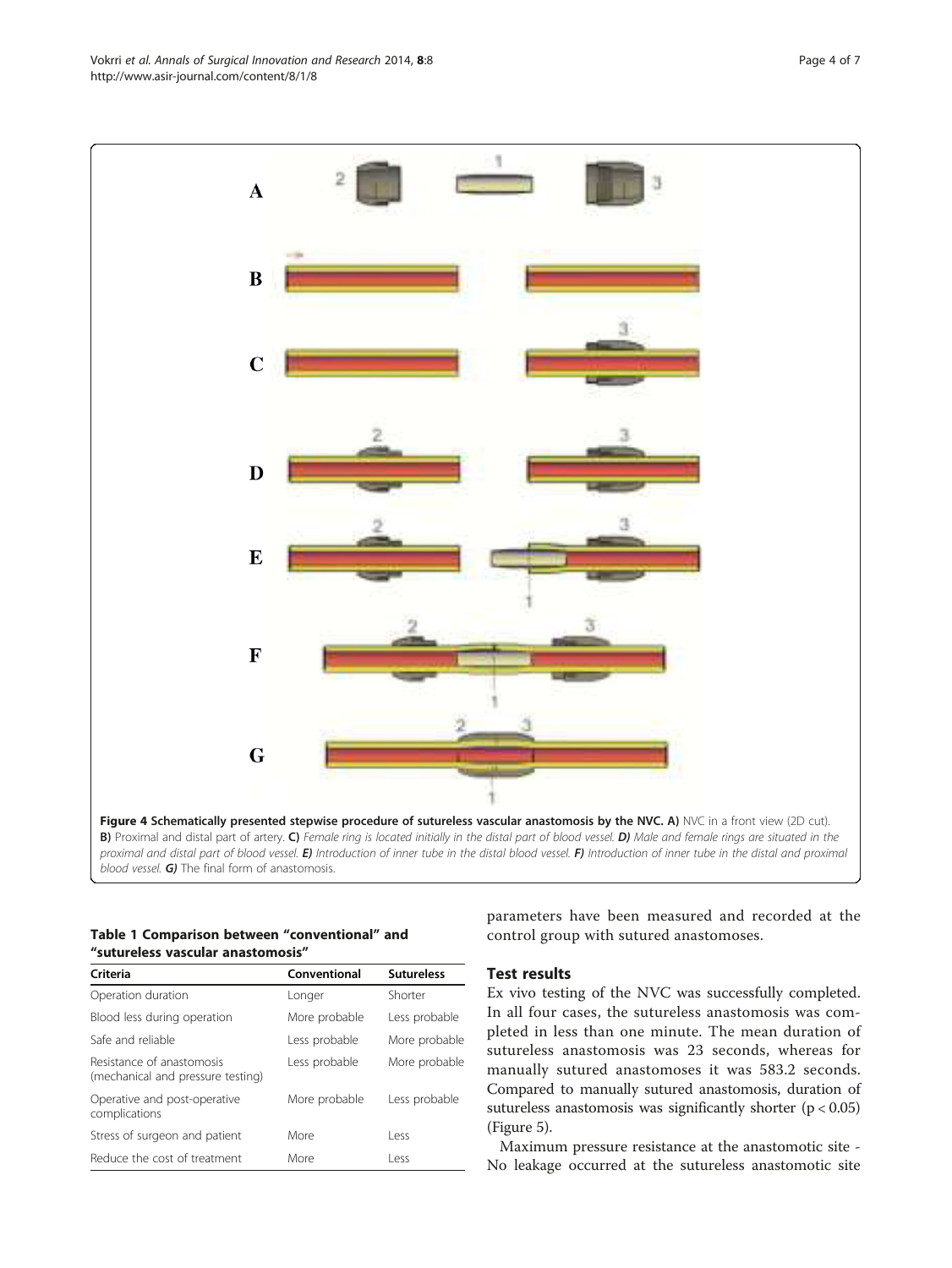**Figure 4 Schematically presented stepwise procedure of sutureless vascular anastomosis by the NVC. A)** NVC in a front view (2D cut). **B)** Proximal and distal part of artery. **C)** *Female ring is located initially in the distal part of blood vessel.* ***D)*** *Male and female rings are situated in the proximal and distal part of blood vessel.* ***E)*** *Introduction of inner tube in the distal blood vessel.* ***F)*** *Introduction of inner tube in the distal and proximal blood vessel.* ***G)*** The final form of anastomosis.

**Table 1 Comparison between "conventional" and "sutureless vascular anastomosis"**

| Criteria | Conventional | Sutureless |
|---|---|---|
| Operation duration | Longer | Shorter |
| Blood less during operation | More probable | Less probable |
| Safe and reliable | Less probable | More probable |
| Resistance of anastomosis (mechanical and pressure testing) | Less probable | More probable |
| Operative and post-operative complications | More probable | Less probable |
| Stress of surgeon and patient | More | Less |
| Reduce the cost of treatment | More | Less |

parameters have been measured and recorded at the control group with sutured anastomoses.

## Test results

Ex vivo testing of the NVC was successfully completed. In all four cases, the sutureless anastomosis was completed in less than one minute. The mean duration of sutureless anastomosis was 23 seconds, whereas for manually sutured anastomoses it was 583.2 seconds. Compared to manually sutured anastomosis, duration of sutureless anastomosis was significantly shorter ($p < 0.05$) (Figure 5).

Maximum pressure resistance at the anastomotic site - No leakage occurred at the sutureless anastomotic site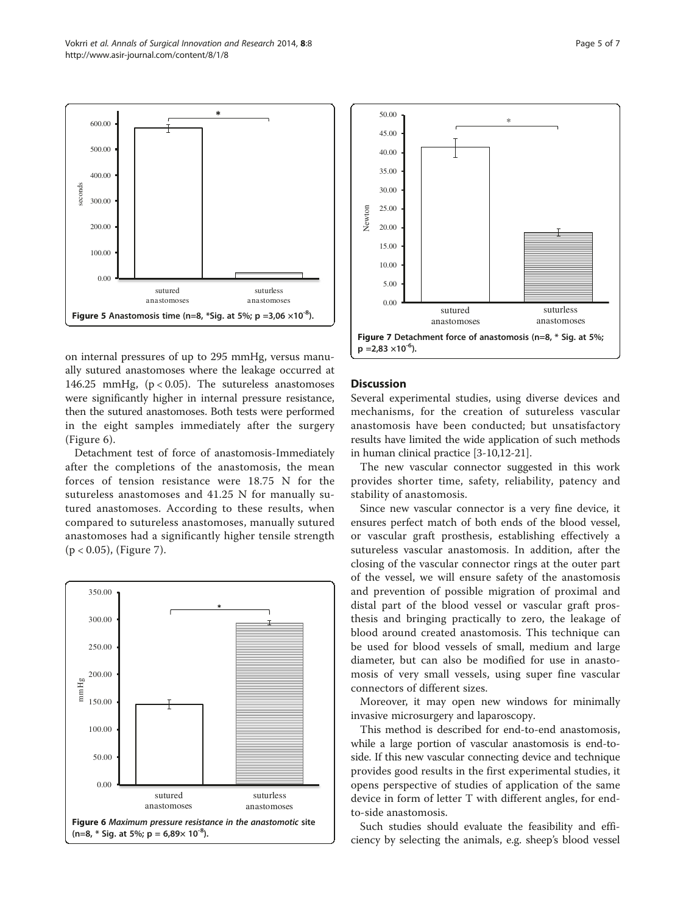Figure 5 Anastomosis time (n=8, *Sig. at 5%; p =3,06 $\times 10^{-8}$).

on internal pressures of up to 295 mmHg, versus manually sutured anastomoses where the leakage occurred at 146.25 mmHg, ($p < 0.05$). The sutureless anastomoses were significantly higher in internal pressure resistance, then the sutured anastomoses. Both tests were performed in the eight samples immediately after the surgery (Figure 6).

Detachment test of force of anastomosis-Immediately after the completions of the anastomosis, the mean forces of tension resistance were 18.75 N for the sutureless anastomoses and 41.25 N for manually sutured anastomoses. According to these results, when compared to sutureless anastomoses, manually sutured anastomoses had a significantly higher tensile strength ($p < 0.05$), (Figure 7).

Figure 6 *Maximum pressure resistance in the anastomotic* site (n=8, * Sig. at 5%; p = 6,89$\times$ $10^{-8}$).

Figure 7 Detachment force of anastomosis (n=8, * Sig. at 5%; p =2,83 $\times 10^{-6}$).

## Discussion

Several experimental studies, using diverse devices and mechanisms, for the creation of sutureless vascular anastomosis have been conducted; but unsatisfactory results have limited the wide application of such methods in human clinical practice [3-10,12-21].

The new vascular connector suggested in this work provides shorter time, safety, reliability, patency and stability of anastomosis.

Since new vascular connector is a very fine device, it ensures perfect match of both ends of the blood vessel, or vascular graft prosthesis, establishing effectively a sutureless vascular anastomosis. In addition, after the closing of the vascular connector rings at the outer part of the vessel, we will ensure safety of the anastomosis and prevention of possible migration of proximal and distal part of the blood vessel or vascular graft prosthesis and bringing practically to zero, the leakage of blood around created anastomosis. This technique can be used for blood vessels of small, medium and large diameter, but can also be modified for use in anastomosis of very small vessels, using super fine vascular connectors of different sizes.

Moreover, it may open new windows for minimally invasive microsurgery and laparoscopy.

This method is described for end-to-end anastomosis, while a large portion of vascular anastomosis is end-to-side. If this new vascular connecting device and technique provides good results in the first experimental studies, it opens perspective of studies of application of the same device in form of letter T with different angles, for end-to-side anastomosis.

Such studies should evaluate the feasibility and efficiency by selecting the animals, e.g. sheep's blood vessel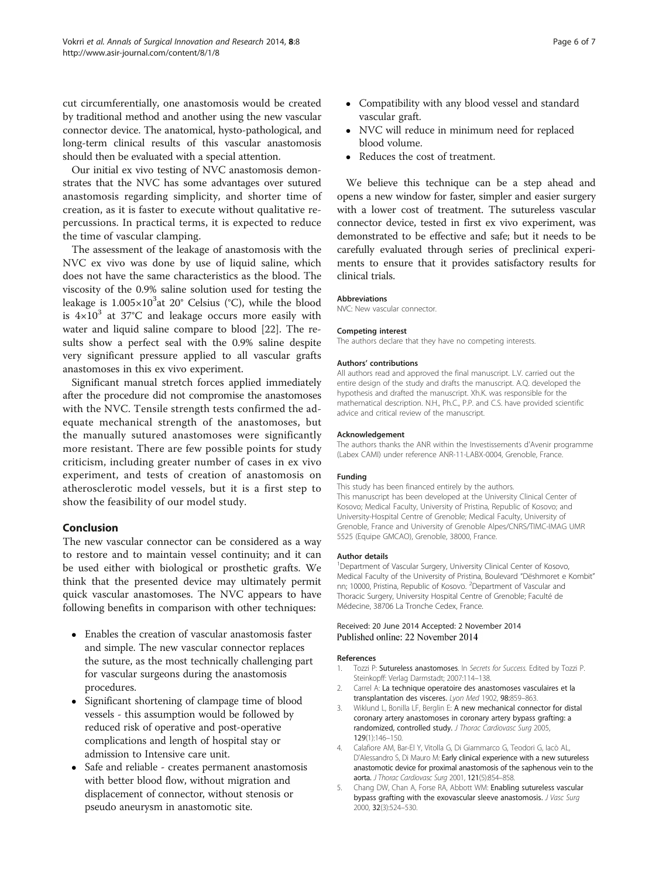cut circumferentially, one anastomosis would be created by traditional method and another using the new vascular connector device. The anatomical, hysto-pathological, and long-term clinical results of this vascular anastomosis should then be evaluated with a special attention.

Our initial ex vivo testing of NVC anastomosis demonstrates that the NVC has some advantages over sutured anastomosis regarding simplicity, and shorter time of creation, as it is faster to execute without qualitative repercussions. In practical terms, it is expected to reduce the time of vascular clamping.

The assessment of the leakage of anastomosis with the NVC ex vivo was done by use of liquid saline, which does not have the same characteristics as the blood. The viscosity of the 0.9% saline solution used for testing the leakage is $1.005{\times}10^3$at 20° Celsius (°C), while the blood is $4{\times}10^3$ at 37°C and leakage occurs more easily with water and liquid saline compare to blood [22]. The results show a perfect seal with the 0.9% saline despite very significant pressure applied to all vascular grafts anastomoses in this ex vivo experiment.

Significant manual stretch forces applied immediately after the procedure did not compromise the anastomoses with the NVC. Tensile strength tests confirmed the adequate mechanical strength of the anastomoses, but the manually sutured anastomoses were significantly more resistant. There are few possible points for study criticism, including greater number of cases in ex vivo experiment, and tests of creation of anastomosis on atherosclerotic model vessels, but it is a first step to show the feasibility of our model study.

## Conclusion

The new vascular connector can be considered as a way to restore and to maintain vessel continuity; and it can be used either with biological or prosthetic grafts. We think that the presented device may ultimately permit quick vascular anastomoses. The NVC appears to have following benefits in comparison with other techniques:

- Enables the creation of vascular anastomosis faster and simple. The new vascular connector replaces the suture, as the most technically challenging part for vascular surgeons during the anastomosis procedures.
- Significant shortening of clampage time of blood vessels - this assumption would be followed by reduced risk of operative and post-operative complications and length of hospital stay or admission to Intensive care unit.
- Safe and reliable - creates permanent anastomosis with better blood flow, without migration and displacement of connector, without stenosis or pseudo aneurysm in anastomotic site.
- Compatibility with any blood vessel and standard vascular graft.
- NVC will reduce in minimum need for replaced blood volume.
- Reduces the cost of treatment.

We believe this technique can be a step ahead and opens a new window for faster, simpler and easier surgery with a lower cost of treatment. The sutureless vascular connector device, tested in first ex vivo experiment, was demonstrated to be effective and safe; but it needs to be carefully evaluated through series of preclinical experiments to ensure that it provides satisfactory results for clinical trials.

#### Abbreviations

NVC: New vascular connector.

#### Competing interest

The authors declare that they have no competing interests.

#### Authors' contributions

All authors read and approved the final manuscript. L.V. carried out the entire design of the study and drafts the manuscript. A.Q. developed the hypothesis and drafted the manuscript. Xh.K. was responsible for the mathematical description. N.H., Ph.C., P.P. and C.S. have provided scientific advice and critical review of the manuscript.

#### Acknowledgement

The authors thanks the ANR within the Investissements d'Avenir programme (Labex CAMI) under reference ANR-11-LABX-0004, Grenoble, France.

#### Funding

This study has been financed entirely by the authors.
This manuscript has been developed at the University Clinical Center of Kosovo; Medical Faculty, University of Pristina, Republic of Kosovo; and University-Hospital Centre of Grenoble; Medical Faculty, University of Grenoble, France and University of Grenoble Alpes/CNRS/TIMC-IMAG UMR 5525 (Equipe GMCAO), Grenoble, 38000, France.

#### Author details

[1]Department of Vascular Surgery, University Clinical Center of Kosovo, Medical Faculty of the University of Pristina, Boulevard "Dëshmoret e Kombit" nn; 10000, Pristina, Republic of Kosovo. [2]Department of Vascular and Thoracic Surgery, University Hospital Centre of Grenoble; Faculté de Médecine, 38706 La Tronche Cedex, France.

Received: 20 June 2014 Accepted: 2 November 2014
Published online: 22 November 2014

#### References

1. Tozzi P: **Sutureless anastomoses**. In *Secrets for Success*. Edited by Tozzi P. Steinkopff: Verlag Darmstadt; 2007:114–138.
2. Carrel A: **La technique operatoire des anastomoses vasculaires et la transplantation des visceres**. *Lyon Med* 1902, **98**:859–863.
3. Wiklund L, Bonilla LF, Berglin E: **A new mechanical connector for distal coronary artery anastomoses in coronary artery bypass grafting: a randomized, controlled study**. *J Thorac Cardiovasc Surg* 2005, **129**(1):146–150.
4. Calafiore AM, Bar-El Y, Vitolla G, Di Giammarco G, Teodori G, Iacò AL, D'Alessandro S, Di Mauro M: **Early clinical experience with a new sutureless anastomotic device for proximal anastomosis of the saphenous vein to the aorta**. *J Thorac Cardiovasc Surg* 2001, **121**(5):854–858.
5. Chang DW, Chan A, Forse RA, Abbott WM: **Enabling sutureless vascular bypass grafting with the exovascular sleeve anastomosis**. *J Vasc Surg* 2000, **32**(3):524–530.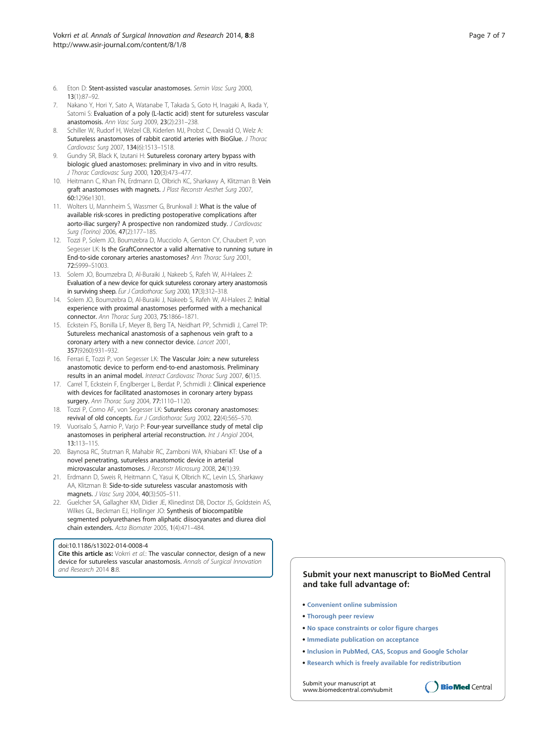6. Eton D: Stent-assisted vascular anastomoses. *Semin Vasc Surg* 2000, **13**(1):87–92.
7. Nakano Y, Hori Y, Sato A, Watanabe T, Takada S, Goto H, Inagaki A, Ikada Y, Satomi S: Evaluation of a poly (L-lactic acid) stent for sutureless vascular anastomosis. *Ann Vasc Surg* 2009, **23**(2):231–238.
8. Schiller W, Rudorf H, Welzel CB, Kiderlen MJ, Probst C, Dewald O, Welz A: Sutureless anastomoses of rabbit carotid arteries with BioGlue. *J Thorac Cardiovasc Surg* 2007, **134**(6):1513–1518.
9. Gundry SR, Black K, Izutani H: Sutureless coronary artery bypass with biologic glued anastomoses: preliminary in vivo and in vitro results. *J Thorac Cardiovasc Surg* 2000, **120**(3):473–477.
10. Heitmann C, Khan FN, Erdmann D, Olbrich KC, Sharkawy A, Klitzman B: Vein graft anastomoses with magnets. *J Plast Reconstr Aesthet Surg* 2007, **60**:1296e1301.
11. Wolters U, Mannheim S, Wassmer G, Brunkwall J: What is the value of available risk-scores in predicting postoperative complications after aorto-iliac surgery? A prospective non randomized study. *J Cardiovasc Surg (Torino)* 2006, **47**(2):177–185.
12. Tozzi P, Solem JO, Boumzebra D, Mucciolo A, Genton CY, Chaubert P, von Segesser LK: Is the GraftConnector a valid alternative to running suture in End-to-side coronary arteries anastomoses? *Ann Thorac Surg* 2001, **72**:S999–S1003.
13. Solem JO, Boumzebra D, Al-Buraiki J, Nakeeb S, Rafeh W, Al-Halees Z: Evaluation of a new device for quick sutureless coronary artery anastomosis in surviving sheep. *Eur J Cardiothorac Surg* 2000, **17**(3):312–318.
14. Solem JO, Boumzebra D, Al-Buraiki J, Nakeeb S, Rafeh W, Al-Halees Z: Initial experience with proximal anastomoses performed with a mechanical connector. *Ann Thorac Surg* 2003, **75**:1866–1871.
15. Eckstein FS, Bonilla LF, Meyer B, Berg TA, Neidhart PP, Schmidli J, Carrel TP: Sutureless mechanical anastomosis of a saphenous vein graft to a coronary artery with a new connector device. *Lancet* 2001, **357**(9260):931–932.
16. Ferrari E, Tozzi P, von Segesser LK: The Vascular Join: a new sutureless anastomotic device to perform end-to-end anastomosis. Preliminary results in an animal model. *Interact Cardiovasc Thorac Surg* 2007, **6**(1):5.
17. Carrel T, Eckstein F, Englberger L, Berdat P, Schmidli J: Clinical experience with devices for facilitated anastomoses in coronary artery bypass surgery. *Ann Thorac Surg* 2004, **77**:1110–1120.
18. Tozzi P, Corno AF, von Segesser LK: Sutureless coronary anastomoses: revival of old concepts. *Eur J Cardiothorac Surg* 2002, **22**(4):565–570.
19. Vuorisalo S, Aarnio P, Varjo P: Four-year surveillance study of metal clip anastomoses in peripheral arterial reconstruction. *Int J Angiol* 2004, **13**:113–115.
20. Baynosa RC, Stutman R, Mahabir RC, Zamboni WA, Khiabani KT: Use of a novel penetrating, sutureless anastomotic device in arterial microvascular anastomoses. *J Reconstr Microsurg* 2008, **24**(1):39.
21. Erdmann D, Sweis R, Heitmann C, Yasui K, Olbrich KC, Levin LS, Sharkawy AA, Klitzman B: Side-to-side sutureless vascular anastomosis with magnets. *J Vasc Surg* 2004, **40**(3):505–511.
22. Guelcher SA, Gallagher KM, Didier JE, Klinedinst DB, Doctor JS, Goldstein AS, Wilkes GL, Beckman EJ, Hollinger JO: Synthesis of biocompatible segmented polyurethanes from aliphatic diisocyanates and diurea diol chain extenders. *Acta Biomater* 2005, **1**(4):471–484.

doi:10.1186/s13022-014-0008-4

**Cite this article as:** Vokrri *et al.*: The vascular connector, design of a new device for sutureless vascular anastomosis. *Annals of Surgical Innovation and Research* 2014 **8**:8.

**Submit your next manuscript to BioMed Central and take full advantage of:**

- **Convenient online submission**
- **Thorough peer review**
- **No space constraints or color figure charges**
- **Immediate publication on acceptance**
- **Inclusion in PubMed, CAS, Scopus and Google Scholar**
- **Research which is freely available for redistribution**

Submit your manuscript at
www.biomedcentral.com/submit

BioMed Central